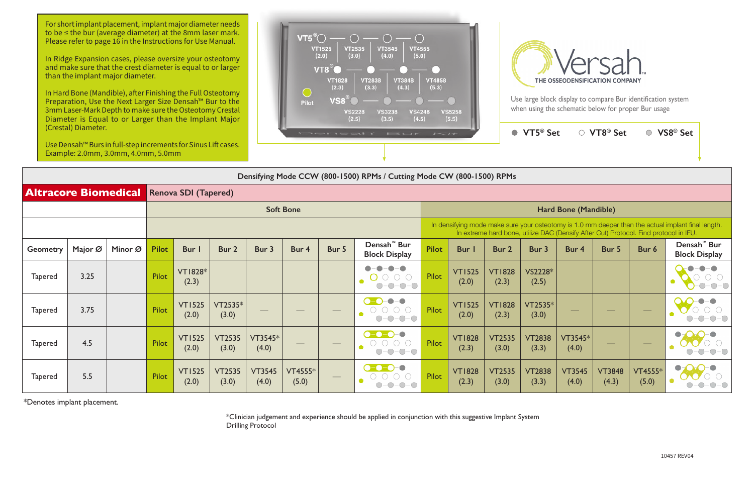For short implant placement, implant major diameter needs to be ≤ the bur (average diameter) at the 8mm laser mark. Please refer to page 16 in the Instructions for Use Manual.

In Ridge Expansion cases, please oversize your osteotomy and make sure that the crest diameter is equal to or larger than the implant major diameter.

In Hard Bone (Mandible), after Finishing the Full Osteotomy Preparation, Use the Next Larger Size Densah™ Bur to the 3mm Laser-Mark Depth to make sure the Osteotomy Crestal Diameter is Equal to or Larger than the Implant Major (Crestal) Diameter.

Use Densah™ Burs in full-step increments for Sinus Lift cases. Example: 2.0mm, 3.0mm, 4.0mm, 5.0mm

VT5® — VT1525 (2.0), VT2535 (3.0), VT3545 (4.0), VT4555 (5.0)

VT8® — VT1828 (2.3), VT2838 (3.3), VT3848 (4.3), VT4858 (5.3)

Pilot

VS8® — VS2228 (2.5), VS3238 (3.5), VS4248 (4.5), VS5258 (5.5)

Densah Bur Kit

Versah THE OSSEODENSIFICATION COMPANY™

Use large block display to compare Bur identification system when using the schematic below for proper Bur usage

● VT5® Set ○ VT8® Set ◎ VS8® Set

Densifying Mode CCW (800-1500) RPMs / Cutting Mode CW (800-1500) RPMs

**Altracore Biomedical** — Renova SDI (Tapered)

| | | | Soft Bone | | | | | | | Hard Bone (Mandible) | | | | | | | |
|---|---|---|---|---|---|---|---|---|---|---|---|---|---|---|---|---|---|
| | | | | | | | | | | In densifying mode make sure your osteotomy is 1.0 mm deeper than the actual implant final length. In extreme hard bone, utilize DAC (Densify After Cut) Protocol. Find protocol in IFU. | | | | | | | |
| Geometry | Major Ø | Minor Ø | Pilot | Bur 1 | Bur 2 | Bur 3 | Bur 4 | Bur 5 | Densah™ Bur Block Display | Pilot | Bur 1 | Bur 2 | Bur 3 | Bur 4 | Bur 5 | Bur 6 | Densah™ Bur Block Display |
| Tapered | 3.25 | | Pilot | VT1828* (2.3) | | | | | | Pilot | VT1525 (2.0) | VT1828 (2.3) | VS2228* (2.5) | | | | |
| Tapered | 3.75 | | Pilot | VT1525 (2.0) | VT2535* (3.0) | — | — | — | | Pilot | VT1525 (2.0) | VT1828 (2.3) | VT2535* (3.0) | — | — | — | |
| Tapered | 4.5 | | Pilot | VT1525 (2.0) | VT2535 (3.0) | VT3545* (4.0) | — | — | | Pilot | VT1828 (2.3) | VT2535 (3.0) | VT2838 (3.3) | VT3545* (4.0) | — | — | |
| Tapered | 5.5 | | Pilot | VT1525 (2.0) | VT2535 (3.0) | VT3545 (4.0) | VT4555* (5.0) | — | | Pilot | VT1828 (2.3) | VT2535 (3.0) | VT2838 (3.3) | VT3545 (4.0) | VT3848 (4.3) | VT4555* (5.0) | |

*Denotes implant placement.

*Clinician judgement and experience should be applied in conjunction with this suggestive Implant System Drilling Protocol

10457 REV04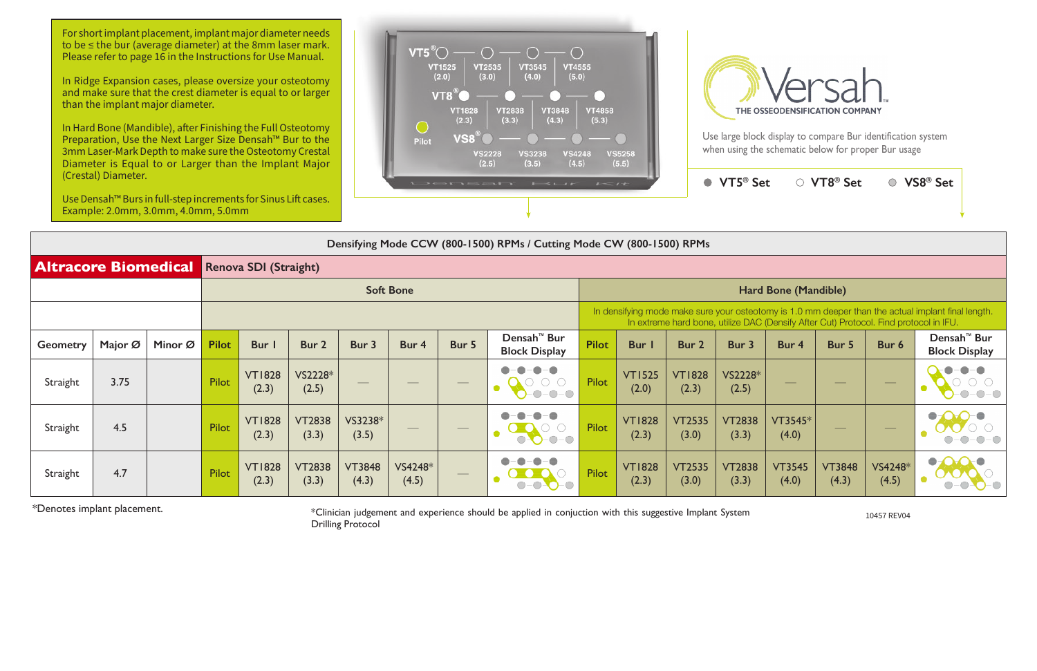For short implant placement, implant major diameter needs to be ≤ the bur (average diameter) at the 8mm laser mark. Please refer to page 16 in the Instructions for Use Manual.

In Ridge Expansion cases, please oversize your osteotomy and make sure that the crest diameter is equal to or larger than the implant major diameter.

In Hard Bone (Mandible), after Finishing the Full Osteotomy Preparation, Use the Next Larger Size Densah™ Bur to the 3mm Laser-Mark Depth to make sure the Osteotomy Crestal Diameter is Equal to or Larger than the Implant Major (Crestal) Diameter.

Use Densah™ Burs in full-step increments for Sinus Lift cases. Example: 2.0mm, 3.0mm, 4.0mm, 5.0mm

VT5® — VT1525 (2.0), VT2535 (3.0), VT3545 (4.0), VT4555 (5.0)

VT8® — VT1828 (2.3), VT2838 (3.3), VT3848 (4.3), VT4858 (5.3)

Pilot

VS8® — VS2228 (2.5), VS3238 (3.5), VS4248 (4.5), VS5258 (5.5)

Densah Bur Kit

Versah — THE OSSEODENSIFICATION COMPANY

Use large block display to compare Bur identification system when using the schematic below for proper Bur usage

● VT5® Set ○ VT8® Set ○ VS8® Set

| Densifying Mode CCW (800-1500) RPMs / Cutting Mode CW (800-1500) RPMs | | | | | | | | | | | | | | | | | | |
|---|---|---|---|---|---|---|---|---|---|---|---|---|---|---|---|---|---|---|
| **Altracore Biomedical** | | | Renova SDI (Straight) | | | | | | | | | | | | | | | |
| | | | Soft Bone | | | | | | | Hard Bone (Mandible) | | | | | | | | |
| | | | | | | | | | | In densifying mode make sure your osteotomy is 1.0 mm deeper than the actual implant final length. In extreme hard bone, utilize DAC (Densify After Cut) Protocol. Find protocol in IFU. | | | | | | | | |
| Geometry | Major Ø | Minor Ø | Pilot | Bur 1 | Bur 2 | Bur 3 | Bur 4 | Bur 5 | Densah™ Bur Block Display | Pilot | Bur 1 | Bur 2 | Bur 3 | Bur 4 | Bur 5 | Bur 6 | Densah™ Bur Block Display | |
| Straight | 3.75 | | Pilot | VT1828 (2.3) | VS2228* (2.5) | — | — | — | | Pilot | VT1525 (2.0) | VT1828 (2.3) | VS2228* (2.5) | — | — | — | | |
| Straight | 4.5 | | Pilot | VT1828 (2.3) | VT2838 (3.3) | VS3238* (3.5) | — | — | | Pilot | VT1828 (2.3) | VT2535 (3.0) | VT2838 (3.3) | VT3545* (4.0) | — | — | | |
| Straight | 4.7 | | Pilot | VT1828 (2.3) | VT2838 (3.3) | VT3848 (4.3) | VS4248* (4.5) | — | | Pilot | VT1828 (2.3) | VT2535 (3.0) | VT2838 (3.3) | VT3545 (4.0) | VT3848 (4.3) | VS4248* (4.5) | | |

*Denotes implant placement.

*Clinician judgement and experience should be applied in conjuction with this suggestive Implant System Drilling Protocol

10457 REV04